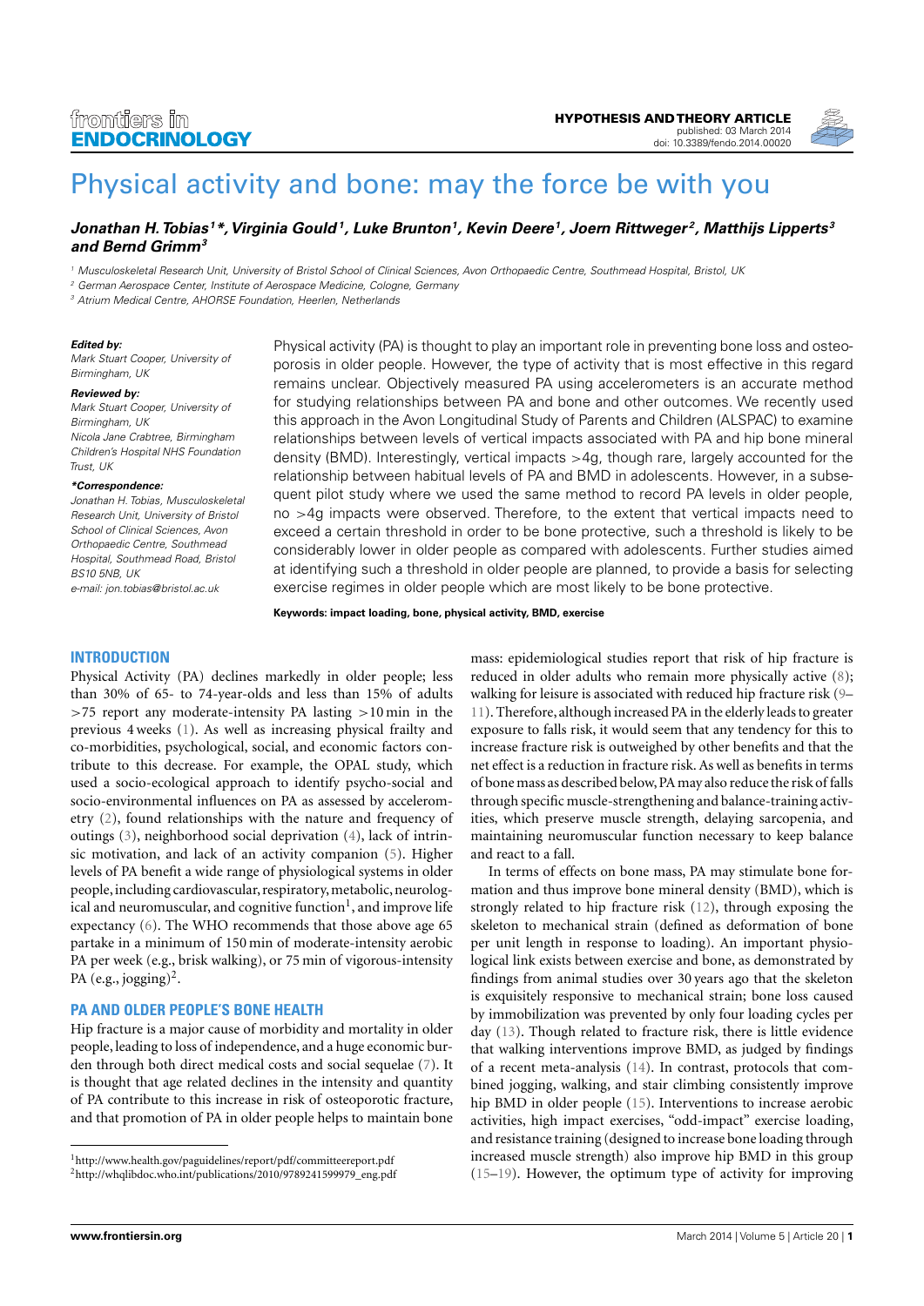HYPOTHESIS AND THEORY ARTICLE
published: 03 March 2014
doi: 10.3389/fendo.2014.00020

# Physical activity and bone: may the force be with you

***Jonathan H. Tobias[1]\*, Virginia Gould[1], Luke Brunton[1], Kevin Deere[1], Joern Rittweger[2], Matthijs Lipperts[3] and Bernd Grimm[3]***

[1] Musculoskeletal Research Unit, University of Bristol School of Clinical Sciences, Avon Orthopaedic Centre, Southmead Hospital, Bristol, UK
[2] German Aerospace Center, Institute of Aerospace Medicine, Cologne, Germany
[3] Atrium Medical Centre, AHORSE Foundation, Heerlen, Netherlands

**Edited by:**
*Mark Stuart Cooper, University of Birmingham, UK*

**Reviewed by:**
*Mark Stuart Cooper, University of Birmingham, UK*
*Nicola Jane Crabtree, Birmingham Children's Hospital NHS Foundation Trust, UK*

**\*Correspondence:**
*Jonathan H. Tobias, Musculoskeletal Research Unit, University of Bristol School of Clinical Sciences, Avon Orthopaedic Centre, Southmead Hospital, Southmead Road, Bristol BS10 5NB, UK*
*e-mail: jon.tobias@bristol.ac.uk*

Physical activity (PA) is thought to play an important role in preventing bone loss and osteoporosis in older people. However, the type of activity that is most effective in this regard remains unclear. Objectively measured PA using accelerometers is an accurate method for studying relationships between PA and bone and other outcomes. We recently used this approach in the Avon Longitudinal Study of Parents and Children (ALSPAC) to examine relationships between levels of vertical impacts associated with PA and hip bone mineral density (BMD). Interestingly, vertical impacts >4g, though rare, largely accounted for the relationship between habitual levels of PA and BMD in adolescents. However, in a subsequent pilot study where we used the same method to record PA levels in older people, no >4g impacts were observed. Therefore, to the extent that vertical impacts need to exceed a certain threshold in order to be bone protective, such a threshold is likely to be considerably lower in older people as compared with adolescents. Further studies aimed at identifying such a threshold in older people are planned, to provide a basis for selecting exercise regimes in older people which are most likely to be bone protective.

**Keywords: impact loading, bone, physical activity, BMD, exercise**

## INTRODUCTION

Physical Activity (PA) declines markedly in older people; less than 30% of 65- to 74-year-olds and less than 15% of adults >75 report any moderate-intensity PA lasting >10 min in the previous 4 weeks (1). As well as increasing physical frailty and co-morbidities, psychological, social, and economic factors contribute to this decrease. For example, the OPAL study, which used a socio-ecological approach to identify psycho-social and socio-environmental influences on PA as assessed by accelerometry (2), found relationships with the nature and frequency of outings (3), neighborhood social deprivation (4), lack of intrinsic motivation, and lack of an activity companion (5). Higher levels of PA benefit a wide range of physiological systems in older people, including cardiovascular, respiratory, metabolic, neurological and neuromuscular, and cognitive function[1], and improve life expectancy (6). The WHO recommends that those above age 65 partake in a minimum of 150 min of moderate-intensity aerobic PA per week (e.g., brisk walking), or 75 min of vigorous-intensity PA (e.g., jogging)[2].

### PA AND OLDER PEOPLE'S BONE HEALTH

Hip fracture is a major cause of morbidity and mortality in older people, leading to loss of independence, and a huge economic burden through both direct medical costs and social sequelae (7). It is thought that age related declines in the intensity and quantity of PA contribute to this increase in risk of osteoporotic fracture, and that promotion of PA in older people helps to maintain bone mass: epidemiological studies report that risk of hip fracture is reduced in older adults who remain more physically active (8); walking for leisure is associated with reduced hip fracture risk (9–11). Therefore, although increased PA in the elderly leads to greater exposure to falls risk, it would seem that any tendency for this to increase fracture risk is outweighed by other benefits and that the net effect is a reduction in fracture risk. As well as benefits in terms of bone mass as described below, PA may also reduce the risk of falls through specific muscle-strengthening and balance-training activities, which preserve muscle strength, delaying sarcopenia, and maintaining neuromuscular function necessary to keep balance and react to a fall.

In terms of effects on bone mass, PA may stimulate bone formation and thus improve bone mineral density (BMD), which is strongly related to hip fracture risk (12), through exposing the skeleton to mechanical strain (defined as deformation of bone per unit length in response to loading). An important physiological link exists between exercise and bone, as demonstrated by findings from animal studies over 30 years ago that the skeleton is exquisitely responsive to mechanical strain; bone loss caused by immobilization was prevented by only four loading cycles per day (13). Though related to fracture risk, there is little evidence that walking interventions improve BMD, as judged by findings of a recent meta-analysis (14). In contrast, protocols that combined jogging, walking, and stair climbing consistently improve hip BMD in older people (15). Interventions to increase aerobic activities, high impact exercises, "odd-impact" exercise loading, and resistance training (designed to increase bone loading through increased muscle strength) also improve hip BMD in this group (15–19). However, the optimum type of activity for improving

[1] http://www.health.gov/paguidelines/report/pdf/committeereport.pdf
[2] http://whqlibdoc.who.int/publications/2010/9789241599979_eng.pdf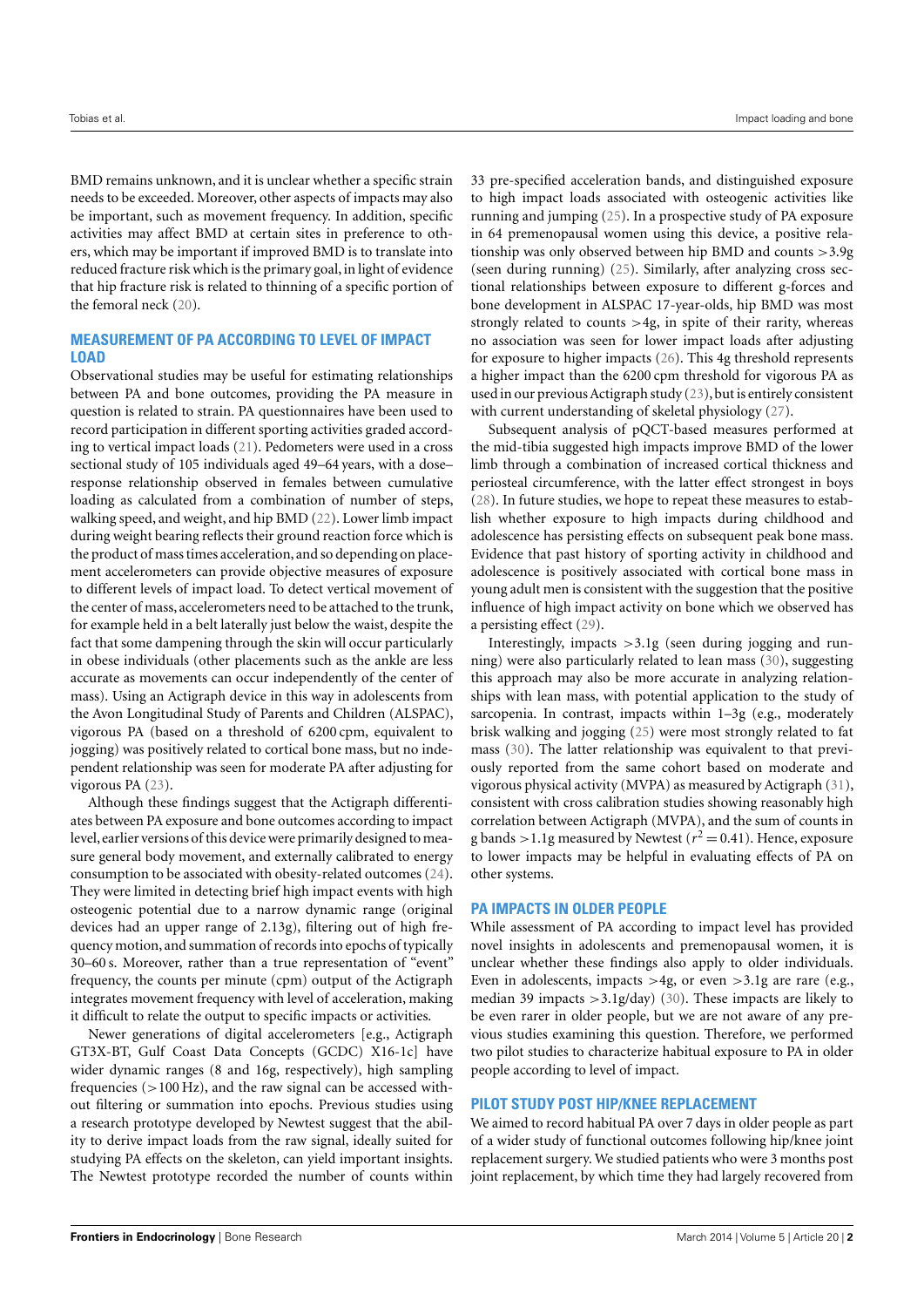BMD remains unknown, and it is unclear whether a specific strain needs to be exceeded. Moreover, other aspects of impacts may also be important, such as movement frequency. In addition, specific activities may affect BMD at certain sites in preference to others, which may be important if improved BMD is to translate into reduced fracture risk which is the primary goal, in light of evidence that hip fracture risk is related to thinning of a specific portion of the femoral neck (20).

## MEASUREMENT OF PA ACCORDING TO LEVEL OF IMPACT LOAD

Observational studies may be useful for estimating relationships between PA and bone outcomes, providing the PA measure in question is related to strain. PA questionnaires have been used to record participation in different sporting activities graded according to vertical impact loads (21). Pedometers were used in a cross sectional study of 105 individuals aged 49–64 years, with a dose–response relationship observed in females between cumulative loading as calculated from a combination of number of steps, walking speed, and weight, and hip BMD (22). Lower limb impact during weight bearing reflects their ground reaction force which is the product of mass times acceleration, and so depending on placement accelerometers can provide objective measures of exposure to different levels of impact load. To detect vertical movement of the center of mass, accelerometers need to be attached to the trunk, for example held in a belt laterally just below the waist, despite the fact that some dampening through the skin will occur particularly in obese individuals (other placements such as the ankle are less accurate as movements can occur independently of the center of mass). Using an Actigraph device in this way in adolescents from the Avon Longitudinal Study of Parents and Children (ALSPAC), vigorous PA (based on a threshold of 6200 cpm, equivalent to jogging) was positively related to cortical bone mass, but no independent relationship was seen for moderate PA after adjusting for vigorous PA (23).

Although these findings suggest that the Actigraph differentiates between PA exposure and bone outcomes according to impact level, earlier versions of this device were primarily designed to measure general body movement, and externally calibrated to energy consumption to be associated with obesity-related outcomes (24). They were limited in detecting brief high impact events with high osteogenic potential due to a narrow dynamic range (original devices had an upper range of 2.13g), filtering out of high frequency motion, and summation of records into epochs of typically 30–60 s. Moreover, rather than a true representation of "event" frequency, the counts per minute (cpm) output of the Actigraph integrates movement frequency with level of acceleration, making it difficult to relate the output to specific impacts or activities.

Newer generations of digital accelerometers [e.g., Actigraph GT3X-BT, Gulf Coast Data Concepts (GCDC) X16-1c] have wider dynamic ranges (8 and 16g, respectively), high sampling frequencies (>100 Hz), and the raw signal can be accessed without filtering or summation into epochs. Previous studies using a research prototype developed by Newtest suggest that the ability to derive impact loads from the raw signal, ideally suited for studying PA effects on the skeleton, can yield important insights. The Newtest prototype recorded the number of counts within 33 pre-specified acceleration bands, and distinguished exposure to high impact loads associated with osteogenic activities like running and jumping (25). In a prospective study of PA exposure in 64 premenopausal women using this device, a positive relationship was only observed between hip BMD and counts >3.9g (seen during running) (25). Similarly, after analyzing cross sectional relationships between exposure to different g-forces and bone development in ALSPAC 17-year-olds, hip BMD was most strongly related to counts >4g, in spite of their rarity, whereas no association was seen for lower impact loads after adjusting for exposure to higher impacts (26). This 4g threshold represents a higher impact than the 6200 cpm threshold for vigorous PA as used in our previous Actigraph study (23), but is entirely consistent with current understanding of skeletal physiology (27).

Subsequent analysis of pQCT-based measures performed at the mid-tibia suggested high impacts improve BMD of the lower limb through a combination of increased cortical thickness and periosteal circumference, with the latter effect strongest in boys (28). In future studies, we hope to repeat these measures to establish whether exposure to high impacts during childhood and adolescence has persisting effects on subsequent peak bone mass. Evidence that past history of sporting activity in childhood and adolescence is positively associated with cortical bone mass in young adult men is consistent with the suggestion that the positive influence of high impact activity on bone which we observed has a persisting effect (29).

Interestingly, impacts >3.1g (seen during jogging and running) were also particularly related to lean mass (30), suggesting this approach may also be more accurate in analyzing relationships with lean mass, with potential application to the study of sarcopenia. In contrast, impacts within 1–3g (e.g., moderately brisk walking and jogging (25) were most strongly related to fat mass (30). The latter relationship was equivalent to that previously reported from the same cohort based on moderate and vigorous physical activity (MVPA) as measured by Actigraph (31), consistent with cross calibration studies showing reasonably high correlation between Actigraph (MVPA), and the sum of counts in g bands >1.1g measured by Newtest ($r^2 = 0.41$). Hence, exposure to lower impacts may be helpful in evaluating effects of PA on other systems.

## PA IMPACTS IN OLDER PEOPLE

While assessment of PA according to impact level has provided novel insights in adolescents and premenopausal women, it is unclear whether these findings also apply to older individuals. Even in adolescents, impacts >4g, or even >3.1g are rare (e.g., median 39 impacts >3.1g/day) (30). These impacts are likely to be even rarer in older people, but we are not aware of any previous studies examining this question. Therefore, we performed two pilot studies to characterize habitual exposure to PA in older people according to level of impact.

## PILOT STUDY POST HIP/KNEE REPLACEMENT

We aimed to record habitual PA over 7 days in older people as part of a wider study of functional outcomes following hip/knee joint replacement surgery. We studied patients who were 3 months post joint replacement, by which time they had largely recovered from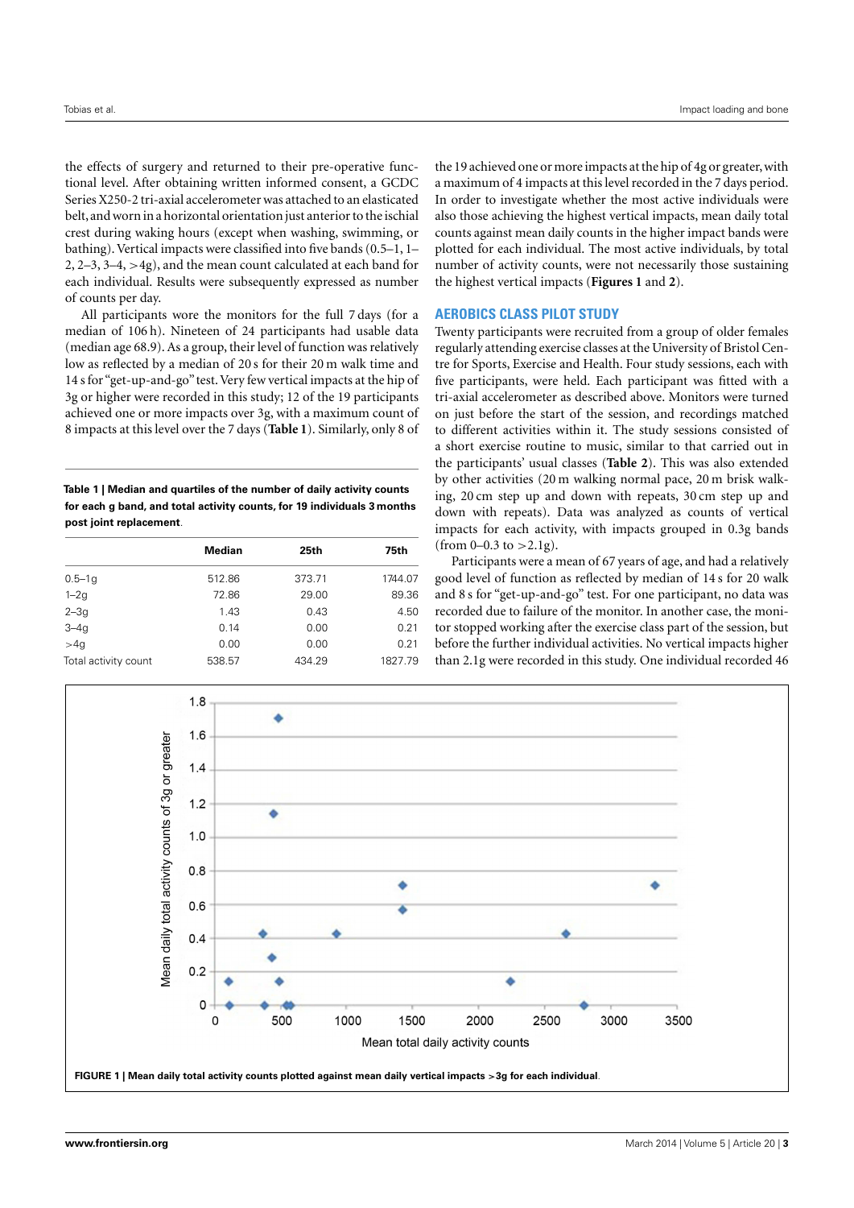the effects of surgery and returned to their pre-operative functional level. After obtaining written informed consent, a GCDC Series X250-2 tri-axial accelerometer was attached to an elasticated belt, and worn in a horizontal orientation just anterior to the ischial crest during waking hours (except when washing, swimming, or bathing). Vertical impacts were classified into five bands (0.5–1, 1–2, 2–3, 3–4, >4g), and the mean count calculated at each band for each individual. Results were subsequently expressed as number of counts per day.

All participants wore the monitors for the full 7 days (for a median of 106 h). Nineteen of 24 participants had usable data (median age 68.9). As a group, their level of function was relatively low as reflected by a median of 20 s for their 20 m walk time and 14 s for "get-up-and-go" test. Very few vertical impacts at the hip of 3g or higher were recorded in this study; 12 of the 19 participants achieved one or more impacts over 3g, with a maximum count of 8 impacts at this level over the 7 days (**Table 1**). Similarly, only 8 of the 19 achieved one or more impacts at the hip of 4g or greater, with a maximum of 4 impacts at this level recorded in the 7 days period. In order to investigate whether the most active individuals were also those achieving the highest vertical impacts, mean daily total counts against mean daily counts in the higher impact bands were plotted for each individual. The most active individuals, by total number of activity counts, were not necessarily those sustaining the highest vertical impacts (**Figures 1** and **2**).

**Table 1 | Median and quartiles of the number of daily activity counts for each g band, and total activity counts, for 19 individuals 3 months post joint replacement.**

| | Median | 25th | 75th |
|---|---|---|---|
| 0.5–1g | 512.86 | 373.71 | 1744.07 |
| 1–2g | 72.86 | 29.00 | 89.36 |
| 2–3g | 1.43 | 0.43 | 4.50 |
| 3–4g | 0.14 | 0.00 | 0.21 |
| >4g | 0.00 | 0.00 | 0.21 |
| Total activity count | 538.57 | 434.29 | 1827.79 |

## AEROBICS CLASS PILOT STUDY

Twenty participants were recruited from a group of older females regularly attending exercise classes at the University of Bristol Centre for Sports, Exercise and Health. Four study sessions, each with five participants, were held. Each participant was fitted with a tri-axial accelerometer as described above. Monitors were turned on just before the start of the session, and recordings matched to different activities within it. The study sessions consisted of a short exercise routine to music, similar to that carried out in the participants' usual classes (**Table 2**). This was also extended by other activities (20 m walking normal pace, 20 m brisk walking, 20 cm step up and down with repeats, 30 cm step up and down with repeats). Data was analyzed as counts of vertical impacts for each activity, with impacts grouped in 0.3g bands (from 0–0.3 to >2.1g).

Participants were a mean of 67 years of age, and had a relatively good level of function as reflected by median of 14 s for 20 walk and 8 s for "get-up-and-go" test. For one participant, no data was recorded due to failure of the monitor. In another case, the monitor stopped working after the exercise class part of the session, but before the further individual activities. No vertical impacts higher than 2.1g were recorded in this study. One individual recorded 46

**FIGURE 1 | Mean daily total activity counts plotted against mean daily vertical impacts >3g for each individual.**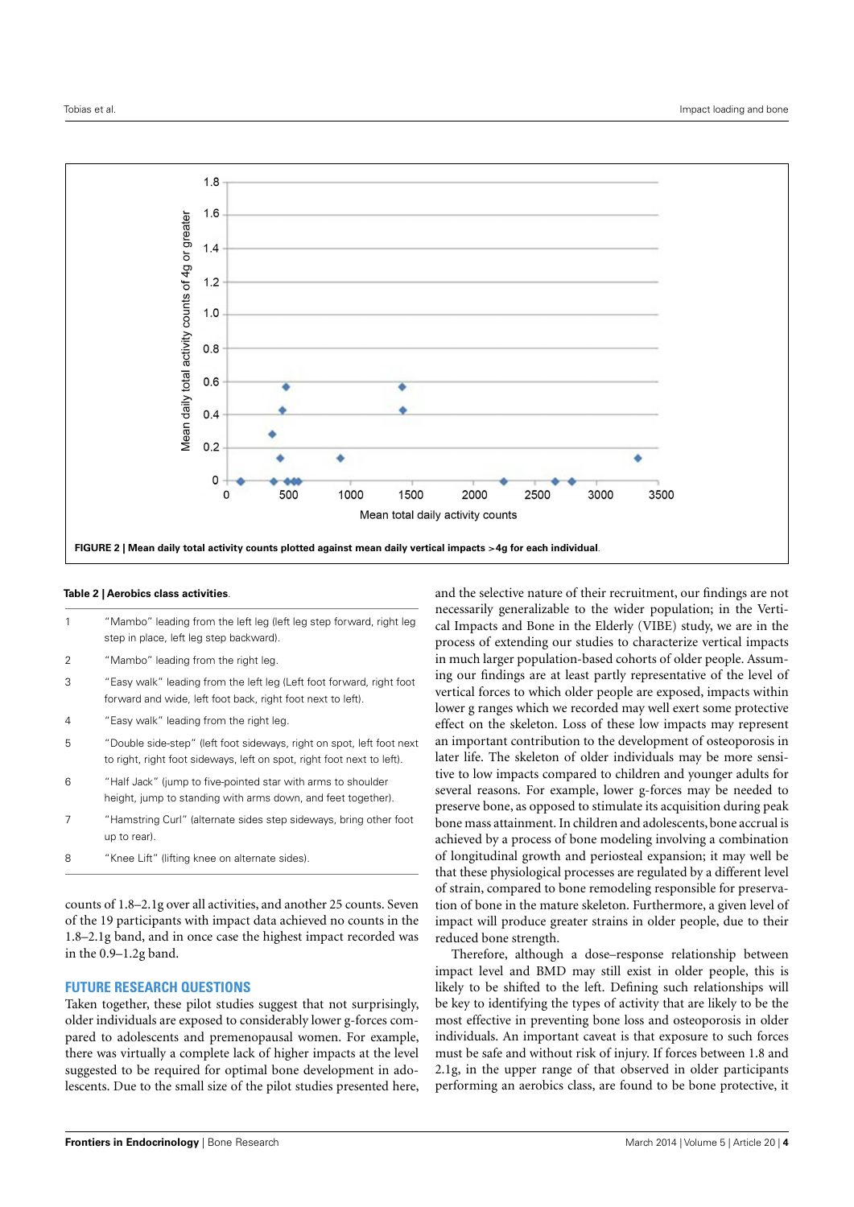1.8
1.6
1.4
1.2
1.0
0.8
0.6
0.4
0.2
0
0
500
1000
1500
2000
2500
3000
3500
Mean daily total activity counts of 4g or greater
Mean total daily activity counts

**FIGURE 2 | Mean daily total activity counts plotted against mean daily vertical impacts >4g for each individual**.

**Table 2 | Aerobics class activities**.

| | |
|---|---|
| 1 | "Mambo" leading from the left leg (left leg step forward, right leg step in place, left leg step backward). |
| 2 | "Mambo" leading from the right leg. |
| 3 | "Easy walk" leading from the left leg (Left foot forward, right foot forward and wide, left foot back, right foot next to left). |
| 4 | "Easy walk" leading from the right leg. |
| 5 | "Double side-step" (left foot sideways, right on spot, left foot next to right, right foot sideways, left on spot, right foot next to left). |
| 6 | "Half Jack" (jump to five-pointed star with arms to shoulder height, jump to standing with arms down, and feet together). |
| 7 | "Hamstring Curl" (alternate sides step sideways, bring other foot up to rear). |
| 8 | "Knee Lift" (lifting knee on alternate sides). |

counts of 1.8–2.1g over all activities, and another 25 counts. Seven of the 19 participants with impact data achieved no counts in the 1.8–2.1g band, and in once case the highest impact recorded was in the 0.9–1.2g band.

## FUTURE RESEARCH QUESTIONS

Taken together, these pilot studies suggest that not surprisingly, older individuals are exposed to considerably lower g-forces compared to adolescents and premenopausal women. For example, there was virtually a complete lack of higher impacts at the level suggested to be required for optimal bone development in adolescents. Due to the small size of the pilot studies presented here, and the selective nature of their recruitment, our findings are not necessarily generalizable to the wider population; in the Vertical Impacts and Bone in the Elderly (VIBE) study, we are in the process of extending our studies to characterize vertical impacts in much larger population-based cohorts of older people. Assuming our findings are at least partly representative of the level of vertical forces to which older people are exposed, impacts within lower g ranges which we recorded may well exert some protective effect on the skeleton. Loss of these low impacts may represent an important contribution to the development of osteoporosis in later life. The skeleton of older individuals may be more sensitive to low impacts compared to children and younger adults for several reasons. For example, lower g-forces may be needed to preserve bone, as opposed to stimulate its acquisition during peak bone mass attainment. In children and adolescents, bone accrual is achieved by a process of bone modeling involving a combination of longitudinal growth and periosteal expansion; it may well be that these physiological processes are regulated by a different level of strain, compared to bone remodeling responsible for preservation of bone in the mature skeleton. Furthermore, a given level of impact will produce greater strains in older people, due to their reduced bone strength.

Therefore, although a dose–response relationship between impact level and BMD may still exist in older people, this is likely to be shifted to the left. Defining such relationships will be key to identifying the types of activity that are likely to be the most effective in preventing bone loss and osteoporosis in older individuals. An important caveat is that exposure to such forces must be safe and without risk of injury. If forces between 1.8 and 2.1g, in the upper range of that observed in older participants performing an aerobics class, are found to be bone protective, it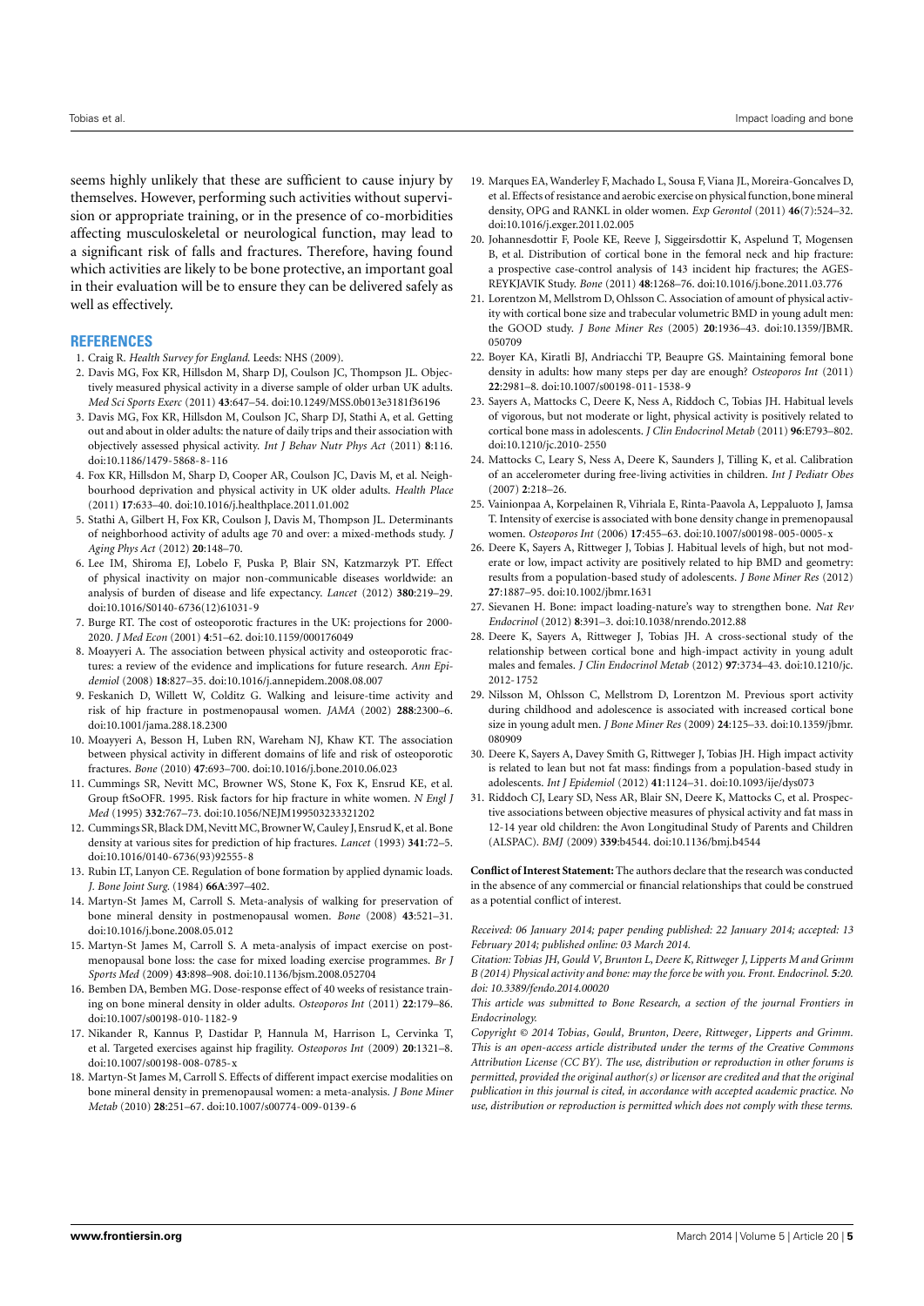seems highly unlikely that these are sufficient to cause injury by themselves. However, performing such activities without supervision or appropriate training, or in the presence of co-morbidities affecting musculoskeletal or neurological function, may lead to a significant risk of falls and fractures. Therefore, having found which activities are likely to be bone protective, an important goal in their evaluation will be to ensure they can be delivered safely as well as effectively.

## REFERENCES

1. Craig R. *Health Survey for England*. Leeds: NHS (2009).
2. Davis MG, Fox KR, Hillsdon M, Sharp DJ, Coulson JC, Thompson JL. Objectively measured physical activity in a diverse sample of older urban UK adults. *Med Sci Sports Exerc* (2011) **43**:647–54. doi:10.1249/MSS.0b013e3181f36196
3. Davis MG, Fox KR, Hillsdon M, Coulson JC, Sharp DJ, Stathi A, et al. Getting out and about in older adults: the nature of daily trips and their association with objectively assessed physical activity. *Int J Behav Nutr Phys Act* (2011) **8**:116. doi:10.1186/1479-5868-8-116
4. Fox KR, Hillsdon M, Sharp D, Cooper AR, Coulson JC, Davis M, et al. Neighbourhood deprivation and physical activity in UK older adults. *Health Place* (2011) **17**:633–40. doi:10.1016/j.healthplace.2011.01.002
5. Stathi A, Gilbert H, Fox KR, Coulson J, Davis M, Thompson JL. Determinants of neighborhood activity of adults age 70 and over: a mixed-methods study. *J Aging Phys Act* (2012) **20**:148–70.
6. Lee IM, Shiroma EJ, Lobelo F, Puska P, Blair SN, Katzmarzyk PT. Effect of physical inactivity on major non-communicable diseases worldwide: an analysis of burden of disease and life expectancy. *Lancet* (2012) **380**:219–29. doi:10.1016/S0140-6736(12)61031-9
7. Burge RT. The cost of osteoporotic fractures in the UK: projections for 2000-2020. *J Med Econ* (2001) **4**:51–62. doi:10.1159/000176049
8. Moayyeri A. The association between physical activity and osteoporotic fractures: a review of the evidence and implications for future research. *Ann Epidemiol* (2008) **18**:827–35. doi:10.1016/j.annepidem.2008.08.007
9. Feskanich D, Willett W, Colditz G. Walking and leisure-time activity and risk of hip fracture in postmenopausal women. *JAMA* (2002) **288**:2300–6. doi:10.1001/jama.288.18.2300
10. Moayyeri A, Besson H, Luben RN, Wareham NJ, Khaw KT. The association between physical activity in different domains of life and risk of osteoporotic fractures. *Bone* (2010) **47**:693–700. doi:10.1016/j.bone.2010.06.023
11. Cummings SR, Nevitt MC, Browner WS, Stone K, Fox K, Ensrud KE, et al. Group ftSoOFR. 1995. Risk factors for hip fracture in white women. *N Engl J Med* (1995) **332**:767–73. doi:10.1056/NEJM199503233321202
12. Cummings SR, Black DM, Nevitt MC, Browner W, Cauley J, Ensrud K, et al. Bone density at various sites for prediction of hip fractures. *Lancet* (1993) **341**:72–5. doi:10.1016/0140-6736(93)92555-8
13. Rubin LT, Lanyon CE. Regulation of bone formation by applied dynamic loads. *J. Bone Joint Surg.* (1984) **66A**:397–402.
14. Martyn-St James M, Carroll S. Meta-analysis of walking for preservation of bone mineral density in postmenopausal women. *Bone* (2008) **43**:521–31. doi:10.1016/j.bone.2008.05.012
15. Martyn-St James M, Carroll S. A meta-analysis of impact exercise on postmenopausal bone loss: the case for mixed loading exercise programmes. *Br J Sports Med* (2009) **43**:898–908. doi:10.1136/bjsm.2008.052704
16. Bemben DA, Bemben MG. Dose-response effect of 40 weeks of resistance training on bone mineral density in older adults. *Osteoporos Int* (2011) **22**:179–86. doi:10.1007/s00198-010-1182-9
17. Nikander R, Kannus P, Dastidar P, Hannula M, Harrison L, Cervinka T, et al. Targeted exercises against hip fragility. *Osteoporos Int* (2009) **20**:1321–8. doi:10.1007/s00198-008-0785-x
18. Martyn-St James M, Carroll S. Effects of different impact exercise modalities on bone mineral density in premenopausal women: a meta-analysis. *J Bone Miner Metab* (2010) **28**:251–67. doi:10.1007/s00774-009-0139-6
19. Marques EA, Wanderley F, Machado L, Sousa F, Viana JL, Moreira-Goncalves D, et al. Effects of resistance and aerobic exercise on physical function, bone mineral density, OPG and RANKL in older women. *Exp Gerontol* (2011) **46**(7):524–32. doi:10.1016/j.exger.2011.02.005
20. Johannesdottir F, Poole KE, Reeve J, Siggeirsdottir K, Aspelund T, Mogensen B, et al. Distribution of cortical bone in the femoral neck and hip fracture: a prospective case-control analysis of 143 incident hip fractures; the AGES-REYKJAVIK Study. *Bone* (2011) **48**:1268–76. doi:10.1016/j.bone.2011.03.776
21. Lorentzon M, Mellstrom D, Ohlsson C. Association of amount of physical activity with cortical bone size and trabecular volumetric BMD in young adult men: the GOOD study. *J Bone Miner Res* (2005) **20**:1936–43. doi:10.1359/JBMR.050709
22. Boyer KA, Kiratli BJ, Andriacchi TP, Beaupre GS. Maintaining femoral bone density in adults: how many steps per day are enough? *Osteoporos Int* (2011) **22**:2981–8. doi:10.1007/s00198-011-1538-9
23. Sayers A, Mattocks C, Deere K, Ness A, Riddoch C, Tobias JH. Habitual levels of vigorous, but not moderate or light, physical activity is positively related to cortical bone mass in adolescents. *J Clin Endocrinol Metab* (2011) **96**:E793–802. doi:10.1210/jc.2010-2550
24. Mattocks C, Leary S, Ness A, Deere K, Saunders J, Tilling K, et al. Calibration of an accelerometer during free-living activities in children. *Int J Pediatr Obes* (2007) **2**:218–26.
25. Vainionpaa A, Korpelainen R, Vihriala E, Rinta-Paavola A, Leppaluoto J, Jamsa T. Intensity of exercise is associated with bone density change in premenopausal women. *Osteoporos Int* (2006) **17**:455–63. doi:10.1007/s00198-005-0005-x
26. Deere K, Sayers A, Rittweger J, Tobias J. Habitual levels of high, but not moderate or low, impact activity are positively related to hip BMD and geometry: results from a population-based study of adolescents. *J Bone Miner Res* (2012) **27**:1887–95. doi:10.1002/jbmr.1631
27. Sievanen H. Bone: impact loading-nature's way to strengthen bone. *Nat Rev Endocrinol* (2012) **8**:391–3. doi:10.1038/nrendo.2012.88
28. Deere K, Sayers A, Rittweger J, Tobias JH. A cross-sectional study of the relationship between cortical bone and high-impact activity in young adult males and females. *J Clin Endocrinol Metab* (2012) **97**:3734–43. doi:10.1210/jc.2012-1752
29. Nilsson M, Ohlsson C, Mellstrom D, Lorentzon M. Previous sport activity during childhood and adolescence is associated with increased cortical bone size in young adult men. *J Bone Miner Res* (2009) **24**:125–33. doi:10.1359/jbmr.080909
30. Deere K, Sayers A, Davey Smith G, Rittweger J, Tobias JH. High impact activity is related to lean but not fat mass: findings from a population-based study in adolescents. *Int J Epidemiol* (2012) **41**:1124–31. doi:10.1093/ije/dys073
31. Riddoch CJ, Leary SD, Ness AR, Blair SN, Deere K, Mattocks C, et al. Prospective associations between objective measures of physical activity and fat mass in 12-14 year old children: the Avon Longitudinal Study of Parents and Children (ALSPAC). *BMJ* (2009) **339**:b4544. doi:10.1136/bmj.b4544

**Conflict of Interest Statement:** The authors declare that the research was conducted in the absence of any commercial or financial relationships that could be construed as a potential conflict of interest.

*Received: 06 January 2014; paper pending published: 22 January 2014; accepted: 13 February 2014; published online: 03 March 2014.*

*Citation: Tobias JH, Gould V, Brunton L, Deere K, Rittweger J, Lipperts M and Grimm B (2014) Physical activity and bone: may the force be with you. Front. Endocrinol. 5:20. doi: 10.3389/fendo.2014.00020*

*This article was submitted to Bone Research, a section of the journal Frontiers in Endocrinology.*

*Copyright © 2014 Tobias, Gould, Brunton, Deere, Rittweger, Lipperts and Grimm. This is an open-access article distributed under the terms of the Creative Commons Attribution License (CC BY). The use, distribution or reproduction in other forums is permitted, provided the original author(s) or licensor are credited and that the original publication in this journal is cited, in accordance with accepted academic practice. No use, distribution or reproduction is permitted which does not comply with these terms.*